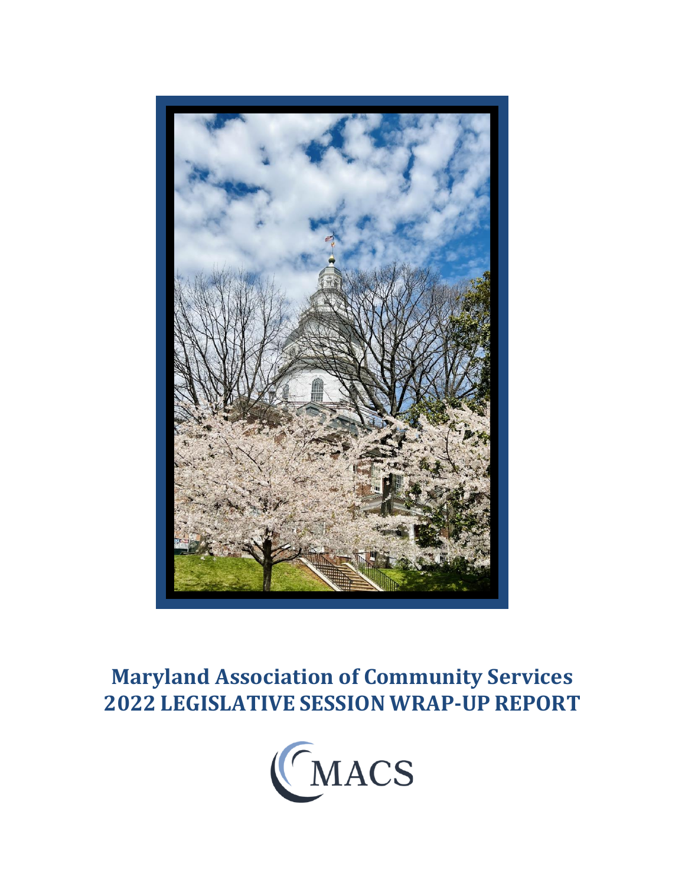# Maryland Association of Community Services
# 2022 LEGISLATIVE SESSION WRAP-UP REPORT

MACS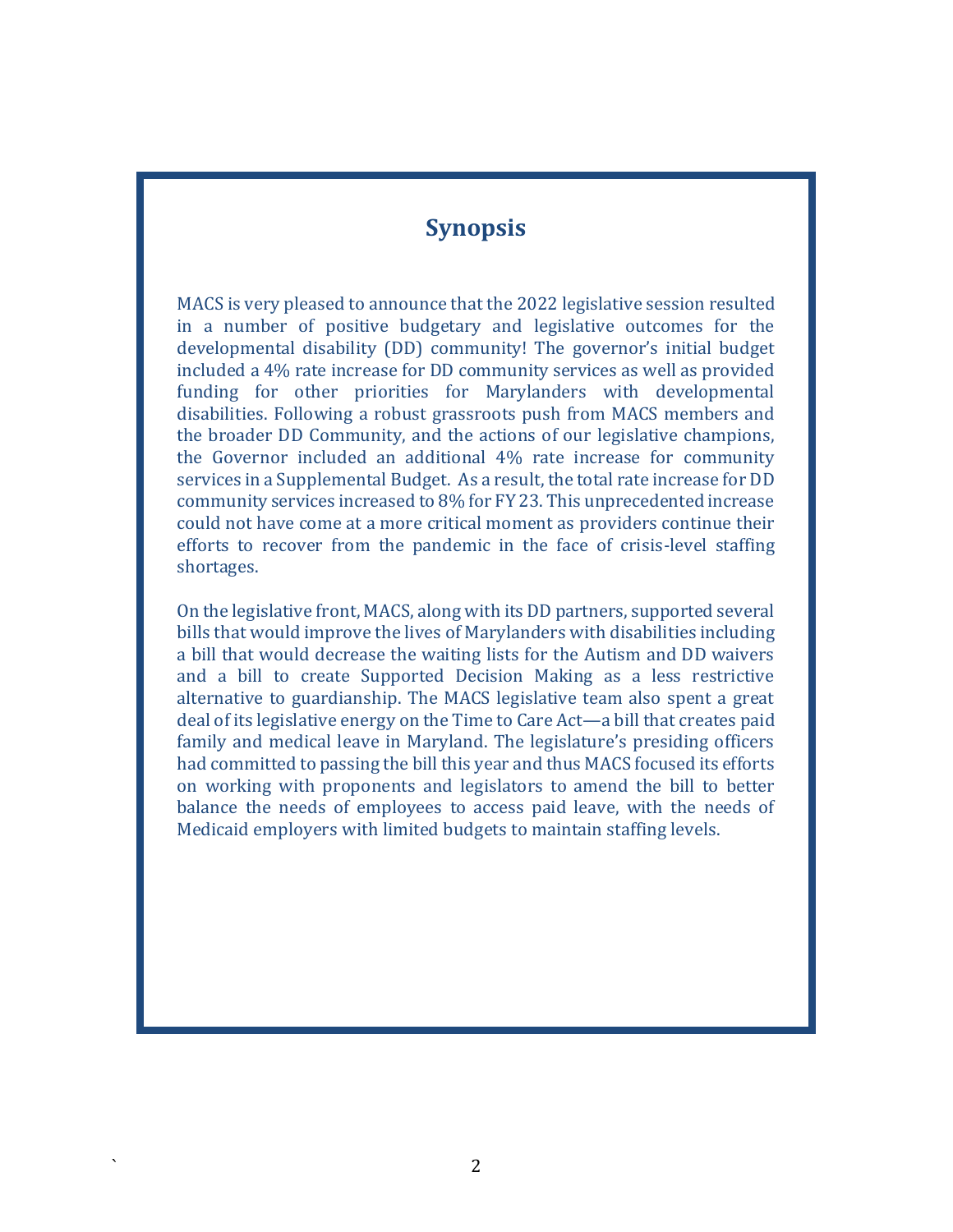## Synopsis

MACS is very pleased to announce that the 2022 legislative session resulted in a number of positive budgetary and legislative outcomes for the developmental disability (DD) community! The governor's initial budget included a 4% rate increase for DD community services as well as provided funding for other priorities for Marylanders with developmental disabilities. Following a robust grassroots push from MACS members and the broader DD Community, and the actions of our legislative champions, the Governor included an additional 4% rate increase for community services in a Supplemental Budget. As a result, the total rate increase for DD community services increased to 8% for FY 23. This unprecedented increase could not have come at a more critical moment as providers continue their efforts to recover from the pandemic in the face of crisis-level staffing shortages.

On the legislative front, MACS, along with its DD partners, supported several bills that would improve the lives of Marylanders with disabilities including a bill that would decrease the waiting lists for the Autism and DD waivers and a bill to create Supported Decision Making as a less restrictive alternative to guardianship. The MACS legislative team also spent a great deal of its legislative energy on the Time to Care Act—a bill that creates paid family and medical leave in Maryland. The legislature's presiding officers had committed to passing the bill this year and thus MACS focused its efforts on working with proponents and legislators to amend the bill to better balance the needs of employees to access paid leave, with the needs of Medicaid employers with limited budgets to maintain staffing levels.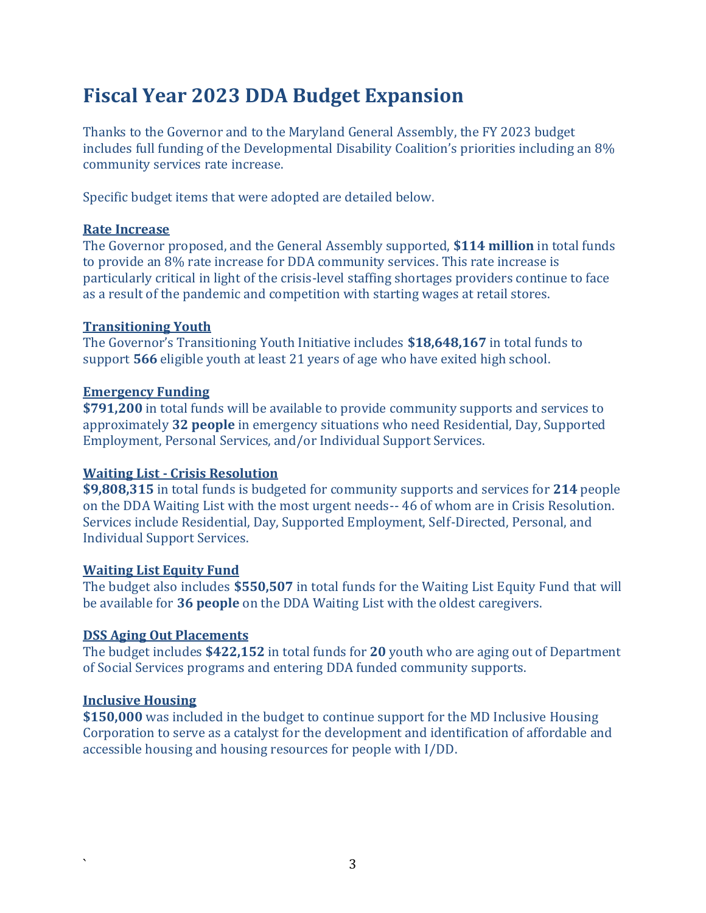# Fiscal Year 2023 DDA Budget Expansion

Thanks to the Governor and to the Maryland General Assembly, the FY 2023 budget includes full funding of the Developmental Disability Coalition's priorities including an 8% community services rate increase.

Specific budget items that were adopted are detailed below.

**Rate Increase**

The Governor proposed, and the General Assembly supported, **$114 million** in total funds to provide an 8% rate increase for DDA community services. This rate increase is particularly critical in light of the crisis-level staffing shortages providers continue to face as a result of the pandemic and competition with starting wages at retail stores.

**Transitioning Youth**

The Governor's Transitioning Youth Initiative includes **$18,648,167** in total funds to support **566** eligible youth at least 21 years of age who have exited high school.

**Emergency Funding**

**$791,200** in total funds will be available to provide community supports and services to approximately **32 people** in emergency situations who need Residential, Day, Supported Employment, Personal Services, and/or Individual Support Services.

**Waiting List - Crisis Resolution**

**$9,808,315** in total funds is budgeted for community supports and services for **214** people on the DDA Waiting List with the most urgent needs-- 46 of whom are in Crisis Resolution. Services include Residential, Day, Supported Employment, Self-Directed, Personal, and Individual Support Services.

**Waiting List Equity Fund**

The budget also includes **$550,507** in total funds for the Waiting List Equity Fund that will be available for **36 people** on the DDA Waiting List with the oldest caregivers.

**DSS Aging Out Placements**

The budget includes **$422,152** in total funds for **20** youth who are aging out of Department of Social Services programs and entering DDA funded community supports.

**Inclusive Housing**

**$150,000** was included in the budget to continue support for the MD Inclusive Housing Corporation to serve as a catalyst for the development and identification of affordable and accessible housing and housing resources for people with I/DD.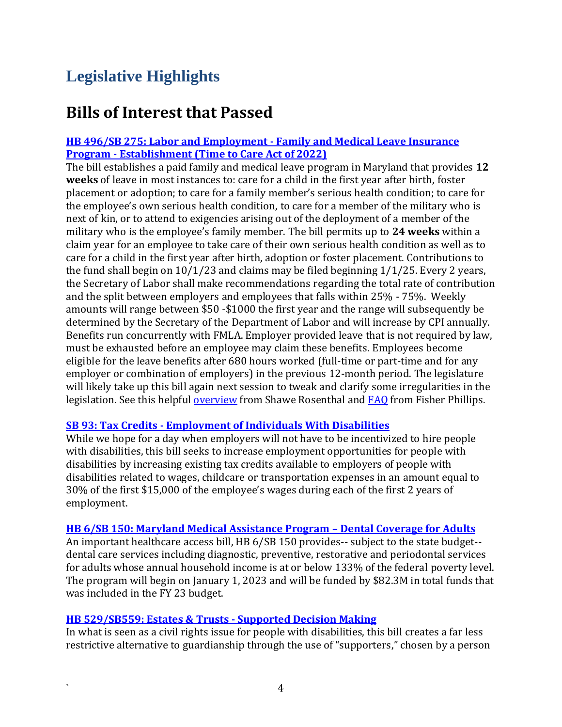# Legislative Highlights

## Bills of Interest that Passed

### HB 496/SB 275: Labor and Employment - Family and Medical Leave Insurance Program - Establishment (Time to Care Act of 2022)

The bill establishes a paid family and medical leave program in Maryland that provides **12 weeks** of leave in most instances to: care for a child in the first year after birth, foster placement or adoption; to care for a family member's serious health condition; to care for the employee's own serious health condition, to care for a member of the military who is next of kin, or to attend to exigencies arising out of the deployment of a member of the military who is the employee's family member. The bill permits up to **24 weeks** within a claim year for an employee to take care of their own serious health condition as well as to care for a child in the first year after birth, adoption or foster placement. Contributions to the fund shall begin on 10/1/23 and claims may be filed beginning 1/1/25. Every 2 years, the Secretary of Labor shall make recommendations regarding the total rate of contribution and the split between employers and employees that falls within 25% - 75%. Weekly amounts will range between $50 -$1000 the first year and the range will subsequently be determined by the Secretary of the Department of Labor and will increase by CPI annually. Benefits run concurrently with FMLA. Employer provided leave that is not required by law, must be exhausted before an employee may claim these benefits. Employees become eligible for the leave benefits after 680 hours worked (full-time or part-time and for any employer or combination of employers) in the previous 12-month period. The legislature will likely take up this bill again next session to tweak and clarify some irregularities in the legislation. See this helpful overview from Shawe Rosenthal and FAQ from Fisher Phillips.

### SB 93: Tax Credits - Employment of Individuals With Disabilities

While we hope for a day when employers will not have to be incentivized to hire people with disabilities, this bill seeks to increase employment opportunities for people with disabilities by increasing existing tax credits available to employers of people with disabilities related to wages, childcare or transportation expenses in an amount equal to 30% of the first $15,000 of the employee's wages during each of the first 2 years of employment.

### HB 6/SB 150: Maryland Medical Assistance Program – Dental Coverage for Adults

An important healthcare access bill, HB 6/SB 150 provides-- subject to the state budget-- dental care services including diagnostic, preventive, restorative and periodontal services for adults whose annual household income is at or below 133% of the federal poverty level. The program will begin on January 1, 2023 and will be funded by $82.3M in total funds that was included in the FY 23 budget.

### HB 529/SB559: Estates & Trusts - Supported Decision Making

In what is seen as a civil rights issue for people with disabilities, this bill creates a far less restrictive alternative to guardianship through the use of "supporters," chosen by a person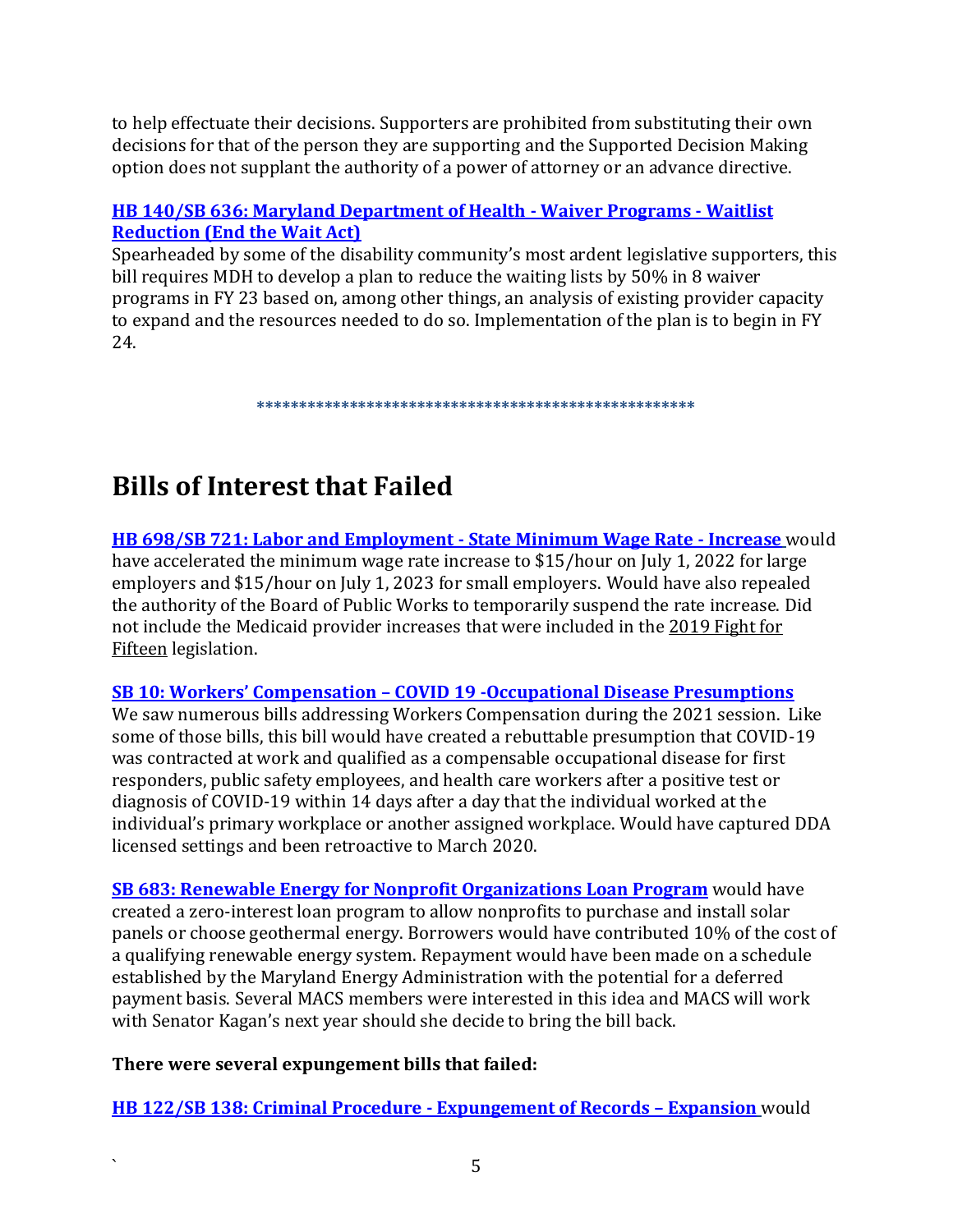to help effectuate their decisions. Supporters are prohibited from substituting their own decisions for that of the person they are supporting and the Supported Decision Making option does not supplant the authority of a power of attorney or an advance directive.

**HB 140/SB 636: Maryland Department of Health - Waiver Programs - Waitlist Reduction (End the Wait Act)**
Spearheaded by some of the disability community's most ardent legislative supporters, this bill requires MDH to develop a plan to reduce the waiting lists by 50% in 8 waiver programs in FY 23 based on, among other things, an analysis of existing provider capacity to expand and the resources needed to do so. Implementation of the plan is to begin in FY 24.

*****************************************************

# Bills of Interest that Failed

**HB 698/SB 721: Labor and Employment - State Minimum Wage Rate - Increase** would have accelerated the minimum wage rate increase to $15/hour on July 1, 2022 for large employers and $15/hour on July 1, 2023 for small employers. Would have also repealed the authority of the Board of Public Works to temporarily suspend the rate increase. Did not include the Medicaid provider increases that were included in the 2019 Fight for Fifteen legislation.

**SB 10: Workers' Compensation – COVID 19 -Occupational Disease Presumptions**
We saw numerous bills addressing Workers Compensation during the 2021 session. Like some of those bills, this bill would have created a rebuttable presumption that COVID-19 was contracted at work and qualified as a compensable occupational disease for first responders, public safety employees, and health care workers after a positive test or diagnosis of COVID-19 within 14 days after a day that the individual worked at the individual's primary workplace or another assigned workplace. Would have captured DDA licensed settings and been retroactive to March 2020.

**SB 683: Renewable Energy for Nonprofit Organizations Loan Program** would have created a zero-interest loan program to allow nonprofits to purchase and install solar panels or choose geothermal energy. Borrowers would have contributed 10% of the cost of a qualifying renewable energy system. Repayment would have been made on a schedule established by the Maryland Energy Administration with the potential for a deferred payment basis. Several MACS members were interested in this idea and MACS will work with Senator Kagan's next year should she decide to bring the bill back.

**There were several expungement bills that failed:**

**HB 122/SB 138: Criminal Procedure - Expungement of Records – Expansion** would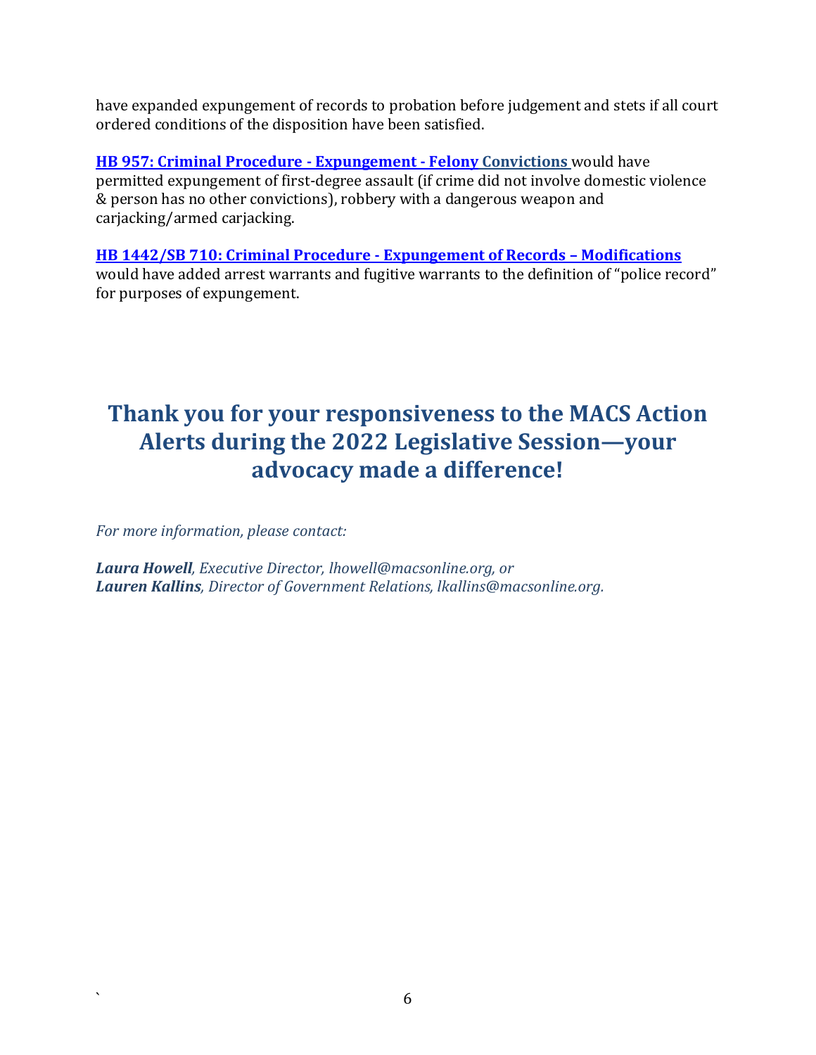have expanded expungement of records to probation before judgement and stets if all court ordered conditions of the disposition have been satisfied.

**HB 957: Criminal Procedure - Expungement - Felony Convictions** would have permitted expungement of first-degree assault (if crime did not involve domestic violence & person has no other convictions), robbery with a dangerous weapon and carjacking/armed carjacking.

**HB 1442/SB 710: Criminal Procedure - Expungement of Records – Modifications** would have added arrest warrants and fugitive warrants to the definition of "police record" for purposes of expungement.

## Thank you for your responsiveness to the MACS Action Alerts during the 2022 Legislative Session—your advocacy made a difference!

*For more information, please contact:*

***Laura Howell**, Executive Director, lhowell@macsonline.org, or*
***Lauren Kallins**, Director of Government Relations, lkallins@macsonline.org.*